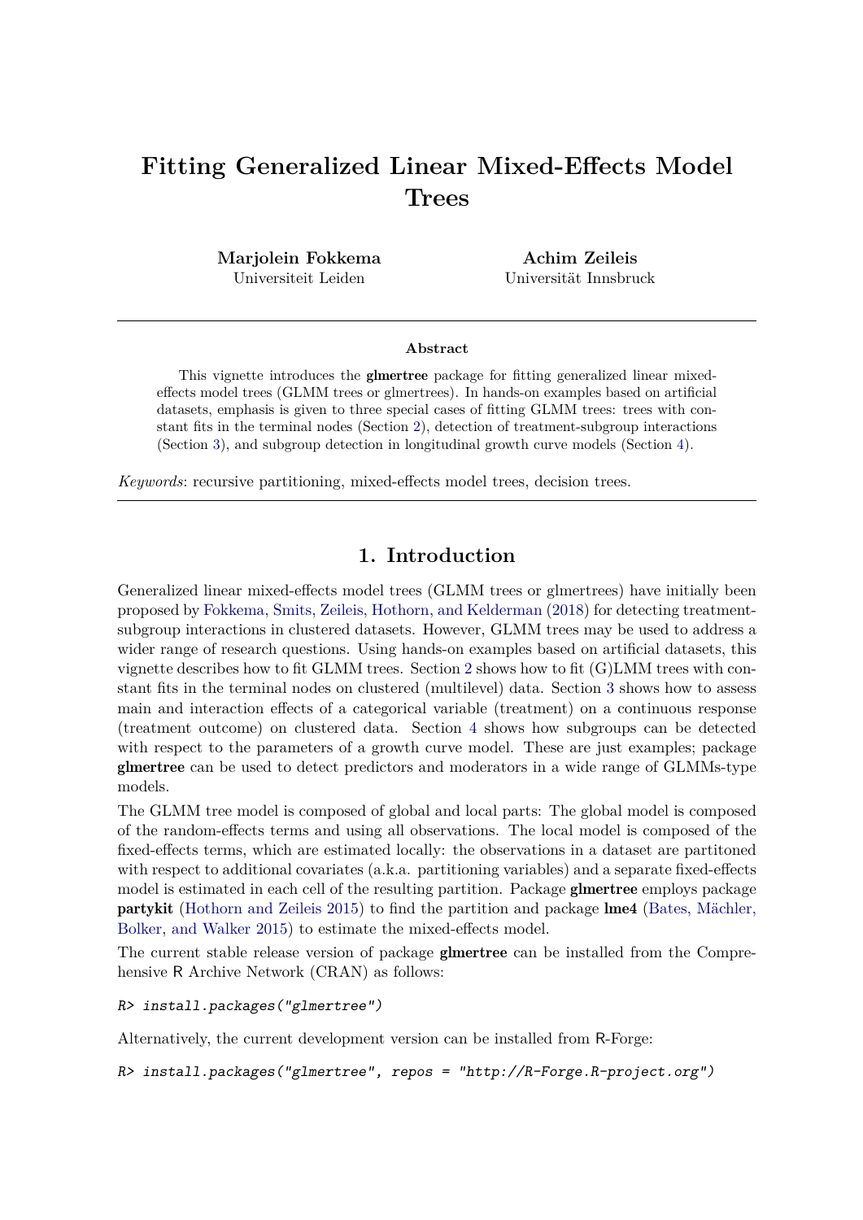# Fitting Generalized Linear Mixed-Effects Model Trees

**Marjolein Fokkema**
Universiteit Leiden

**Achim Zeileis**
Universität Innsbruck

**Abstract**

This vignette introduces the **glmertree** package for fitting generalized linear mixed-effects model trees (GLMM trees or glmertrees). In hands-on examples based on artificial datasets, emphasis is given to three special cases of fitting GLMM trees: trees with constant fits in the terminal nodes (Section 2), detection of treatment-subgroup interactions (Section 3), and subgroup detection in longitudinal growth curve models (Section 4).

*Keywords*: recursive partitioning, mixed-effects model trees, decision trees.

## 1. Introduction

Generalized linear mixed-effects model trees (GLMM trees or glmertrees) have initially been proposed by Fokkema, Smits, Zeileis, Hothorn, and Kelderman (2018) for detecting treatment-subgroup interactions in clustered datasets. However, GLMM trees may be used to address a wider range of research questions. Using hands-on examples based on artificial datasets, this vignette describes how to fit GLMM trees. Section 2 shows how to fit (G)LMM trees with constant fits in the terminal nodes on clustered (multilevel) data. Section 3 shows how to assess main and interaction effects of a categorical variable (treatment) on a continuous response (treatment outcome) on clustered data. Section 4 shows how subgroups can be detected with respect to the parameters of a growth curve model. These are just examples; package **glmertree** can be used to detect predictors and moderators in a wide range of GLMMs-type models.

The GLMM tree model is composed of global and local parts: The global model is composed of the random-effects terms and using all observations. The local model is composed of the fixed-effects terms, which are estimated locally: the observations in a dataset are partitoned with respect to additional covariates (a.k.a. partitioning variables) and a separate fixed-effects model is estimated in each cell of the resulting partition. Package **glmertree** employs package **partykit** (Hothorn and Zeileis 2015) to find the partition and package **lme4** (Bates, Mächler, Bolker, and Walker 2015) to estimate the mixed-effects model.

The current stable release version of package **glmertree** can be installed from the Comprehensive R Archive Network (CRAN) as follows:

```
R> install.packages("glmertree")
```

Alternatively, the current development version can be installed from R-Forge:

```
R> install.packages("glmertree", repos = "http://R-Forge.R-project.org")
```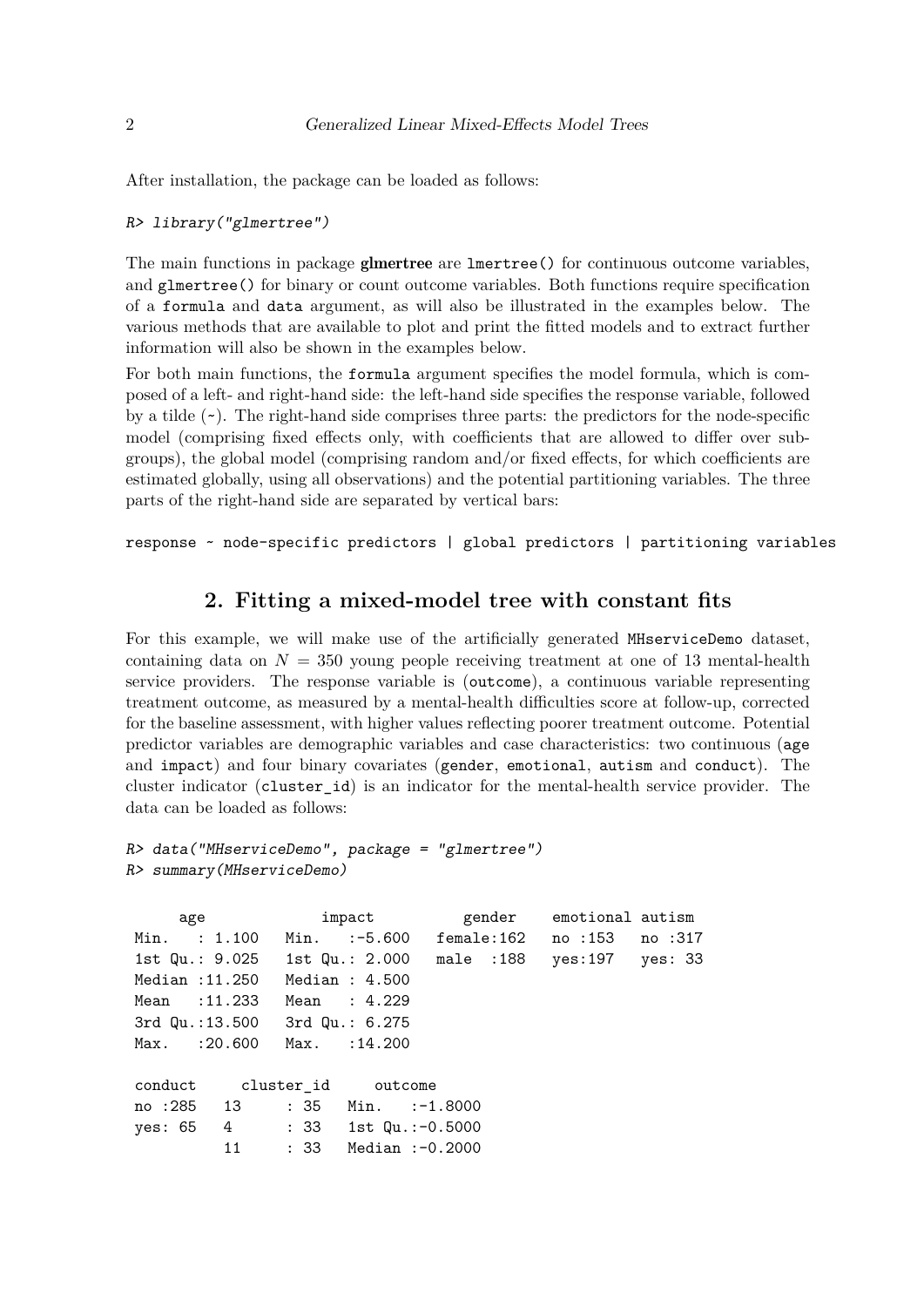After installation, the package can be loaded as follows:

```
R> library("glmertree")
```

The main functions in package **glmertree** are `lmertree()` for continuous outcome variables, and `glmertree()` for binary or count outcome variables. Both functions require specification of a `formula` and `data` argument, as will also be illustrated in the examples below. The various methods that are available to plot and print the fitted models and to extract further information will also be shown in the examples below.

For both main functions, the `formula` argument specifies the model formula, which is composed of a left- and right-hand side: the left-hand side specifies the response variable, followed by a tilde (`~`). The right-hand side comprises three parts: the predictors for the node-specific model (comprising fixed effects only, with coefficients that are allowed to differ over subgroups), the global model (comprising random and/or fixed effects, for which coefficients are estimated globally, using all observations) and the potential partitioning variables. The three parts of the right-hand side are separated by vertical bars:

```
response ~ node-specific predictors | global predictors | partitioning variables
```

## 2. Fitting a mixed-model tree with constant fits

For this example, we will make use of the artificially generated `MHserviceDemo` dataset, containing data on $N = 350$ young people receiving treatment at one of 13 mental-health service providers. The response variable is (`outcome`), a continuous variable representing treatment outcome, as measured by a mental-health difficulties score at follow-up, corrected for the baseline assessment, with higher values reflecting poorer treatment outcome. Potential predictor variables are demographic variables and case characteristics: two continuous (`age` and `impact`) and four binary covariates (`gender`, `emotional`, `autism` and `conduct`). The cluster indicator (`cluster_id`) is an indicator for the mental-health service provider. The data can be loaded as follows:

```
R> data("MHserviceDemo", package = "glmertree")
R> summary(MHserviceDemo)

      age             impact           gender     emotional autism  
 Min.   : 1.100   Min.   :-5.600   female:162   no :153   no :317  
 1st Qu.: 9.025   1st Qu.: 2.000   male  :188   yes:197   yes: 33  
 Median :11.250   Median : 4.500                                    
 Mean   :11.233   Mean   : 4.229                                    
 3rd Qu.:13.500   3rd Qu.: 6.275                                    
 Max.   :20.600   Max.   :14.200                                    

 conduct    cluster_id     outcome      
 no :285   13     : 35   Min.   :-1.8000  
 yes: 65   4      : 33   1st Qu.:-0.5000  
           11     : 33   Median :-0.2000  
```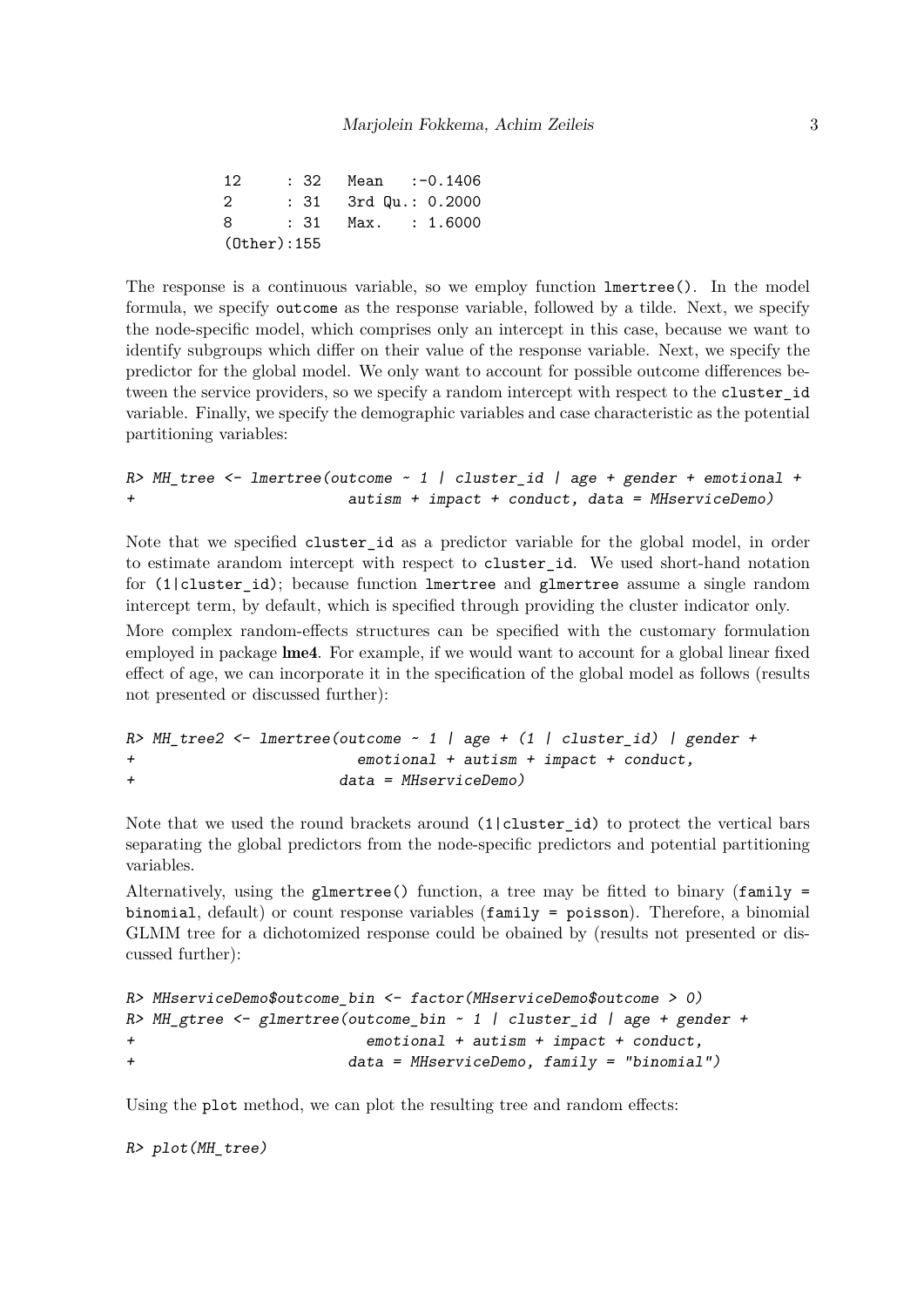```
 12      : 32   Mean   :-0.1406
 2       : 31   3rd Qu.: 0.2000
 8       : 31   Max.   : 1.6000
 (Other):155
```

The response is a continuous variable, so we employ function `lmertree()`. In the model formula, we specify `outcome` as the response variable, followed by a tilde. Next, we specify the node-specific model, which comprises only an intercept in this case, because we want to identify subgroups which differ on their value of the response variable. Next, we specify the predictor for the global model. We only want to account for possible outcome differences between the service providers, so we specify a random intercept with respect to the `cluster_id` variable. Finally, we specify the demographic variables and case characteristic as the potential partitioning variables:

```
R> MH_tree <- lmertree(outcome ~ 1 | cluster_id | age + gender + emotional +
+                          autism + impact + conduct, data = MHserviceDemo)
```

Note that we specified `cluster_id` as a predictor variable for the global model, in order to estimate arandom intercept with respect to `cluster_id`. We used short-hand notation for `(1|cluster_id)`; because function `lmertree` and `glmertree` assume a single random intercept term, by default, which is specified through providing the cluster indicator only.

More complex random-effects structures can be specified with the customary formulation employed in package **lme4**. For example, if we would want to account for a global linear fixed effect of age, we can incorporate it in the specification of the global model as follows (results not presented or discussed further):

```
R> MH_tree2 <- lmertree(outcome ~ 1 | age + (1 | cluster_id) | gender +
+                          emotional + autism + impact + conduct,
+                        data = MHserviceDemo)
```

Note that we used the round brackets around `(1|cluster_id)` to protect the vertical bars separating the global predictors from the node-specific predictors and potential partitioning variables.

Alternatively, using the `glmertree()` function, a tree may be fitted to binary (`family = binomial`, default) or count response variables (`family = poisson`). Therefore, a binomial GLMM tree for a dichotomized response could be obained by (results not presented or discussed further):

```
R> MHserviceDemo$outcome_bin <- factor(MHserviceDemo$outcome > 0)
R> MH_gtree <- glmertree(outcome_bin ~ 1 | cluster_id | age + gender +
+                           emotional + autism + impact + conduct,
+                         data = MHserviceDemo, family = "binomial")
```

Using the `plot` method, we can plot the resulting tree and random effects:

```
R> plot(MH_tree)
```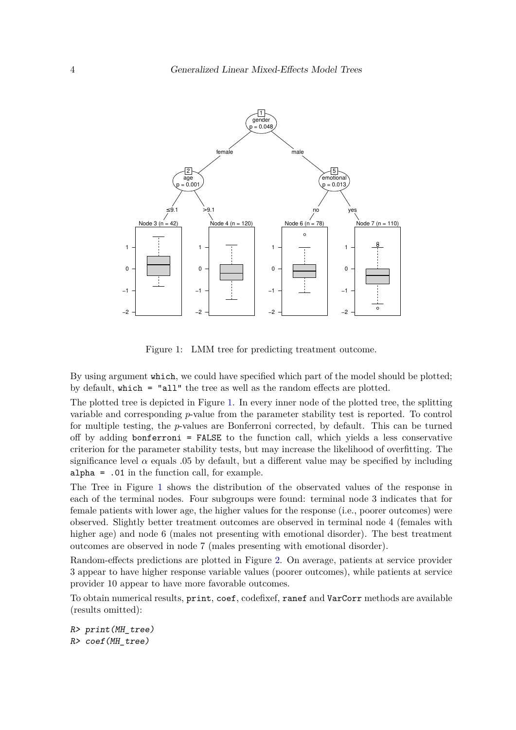Figure 1: LMM tree for predicting treatment outcome.

By using argument `which`, we could have specified which part of the model should be plotted; by default, `which = "all"` the tree as well as the random effects are plotted.

The plotted tree is depicted in Figure 1. In every inner node of the plotted tree, the splitting variable and corresponding $p$-value from the parameter stability test is reported. To control for multiple testing, the $p$-values are Bonferroni corrected, by default. This can be turned off by adding `bonferroni = FALSE` to the function call, which yields a less conservative criterion for the parameter stability tests, but may increase the likelihood of overfitting. The significance level $\alpha$ equals .05 by default, but a different value may be specified by including `alpha = .01` in the function call, for example.

The Tree in Figure 1 shows the distribution of the observated values of the response in each of the terminal nodes. Four subgroups were found: terminal node 3 indicates that for female patients with lower age, the higher values for the response (i.e., poorer outcomes) were observed. Slightly better treatment outcomes are observed in terminal node 4 (females with higher age) and node 6 (males not presenting with emotional disorder). The best treatment outcomes are observed in node 7 (males presenting with emotional disorder).

Random-effects predictions are plotted in Figure 2. On average, patients at service provider 3 appear to have higher response variable values (poorer outcomes), while patients at service provider 10 appear to have more favorable outcomes.

To obtain numerical results, `print`, `coef`, codefixef, `ranef` and `VarCorr` methods are available (results omitted):

```
R> print(MH_tree)
R> coef(MH_tree)
```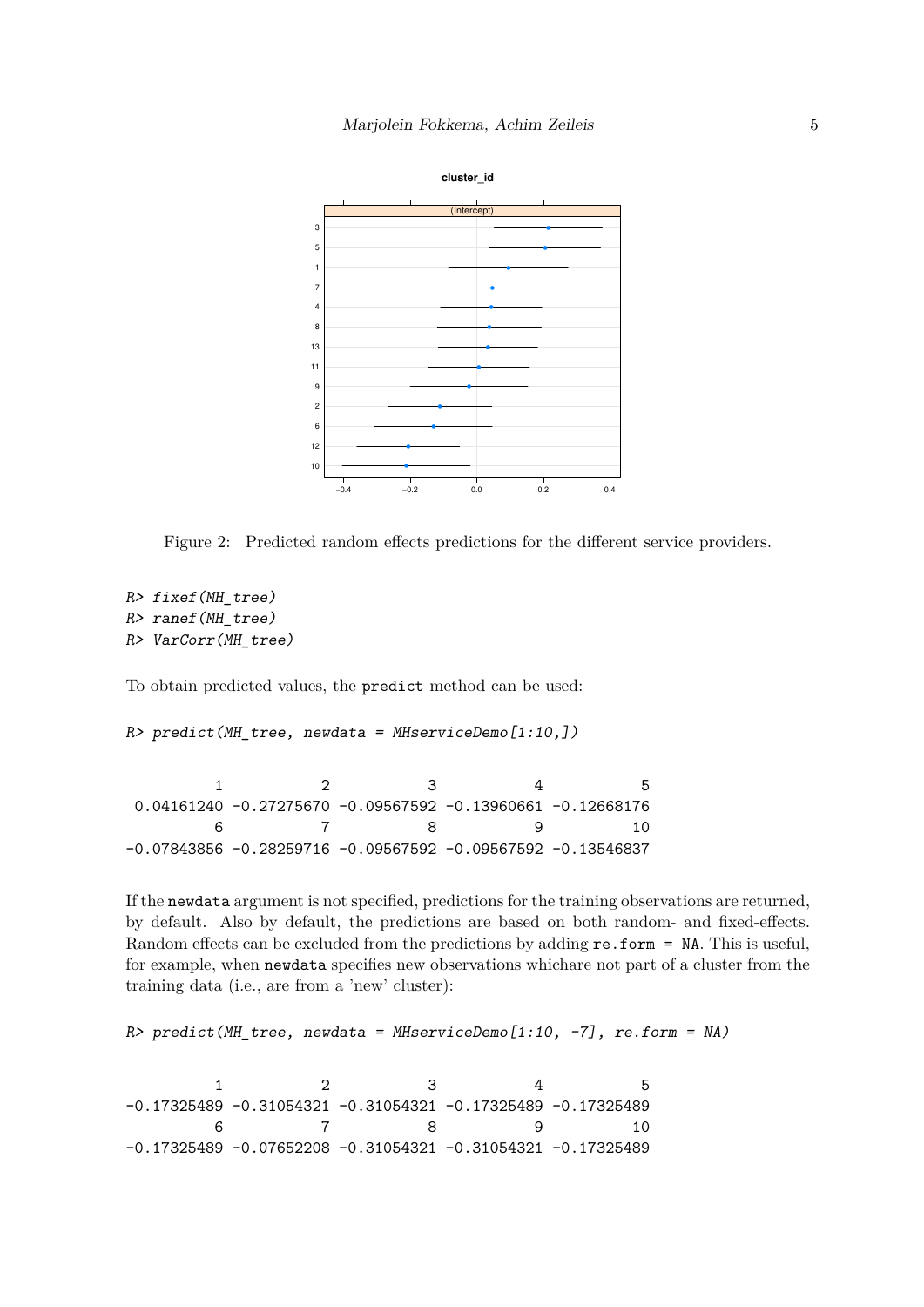Figure 2: Predicted random effects predictions for the different service providers.

```
R> fixef(MH_tree)
R> ranef(MH_tree)
R> VarCorr(MH_tree)
```

To obtain predicted values, the predict method can be used:

```
R> predict(MH_tree, newdata = MHserviceDemo[1:10,])
```

```
          1           2           3           4           5 
 0.04161240 -0.27275670 -0.09567592 -0.13960661 -0.12668176 
          6           7           8           9          10 
-0.07843856 -0.28259716 -0.09567592 -0.09567592 -0.13546837 
```

If the newdata argument is not specified, predictions for the training observations are returned, by default. Also by default, the predictions are based on both random- and fixed-effects. Random effects can be excluded from the predictions by adding re.form = NA. This is useful, for example, when newdata specifies new observations whichare not part of a cluster from the training data (i.e., are from a 'new' cluster):

```
R> predict(MH_tree, newdata = MHserviceDemo[1:10, -7], re.form = NA)
```

```
          1           2           3           4           5 
-0.17325489 -0.31054321 -0.31054321 -0.17325489 -0.17325489 
          6           7           8           9          10 
-0.17325489 -0.07652208 -0.31054321 -0.31054321 -0.17325489 
```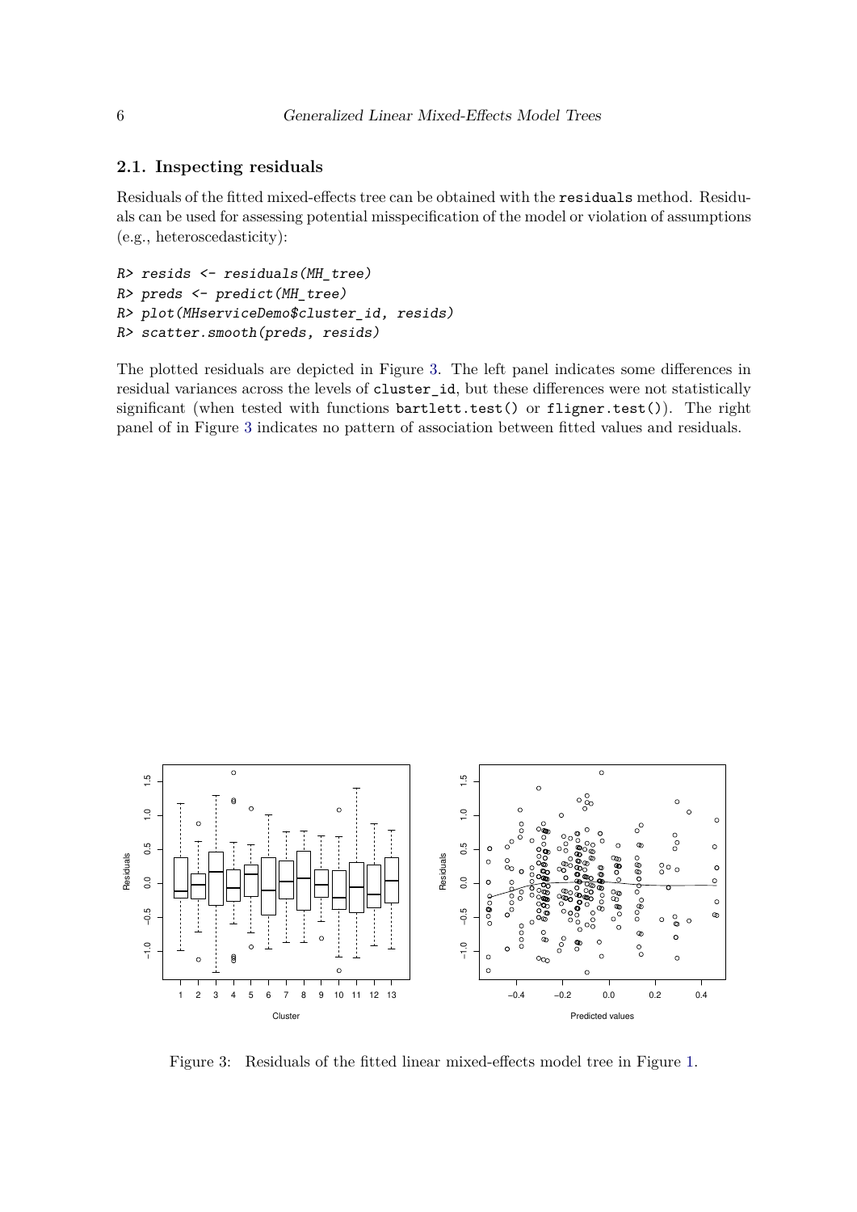### 2.1. Inspecting residuals

Residuals of the fitted mixed-effects tree can be obtained with the `residuals` method. Residuals can be used for assessing potential misspecification of the model or violation of assumptions (e.g., heteroscedasticity):

```
R> resids <- residuals(MH_tree)
R> preds <- predict(MH_tree)
R> plot(MHserviceDemo$cluster_id, resids)
R> scatter.smooth(preds, resids)
```

The plotted residuals are depicted in Figure 3. The left panel indicates some differences in residual variances across the levels of `cluster_id`, but these differences were not statistically significant (when tested with functions `bartlett.test()` or `fligner.test()`). The right panel of in Figure 3 indicates no pattern of association between fitted values and residuals.

Figure 3: Residuals of the fitted linear mixed-effects model tree in Figure 1.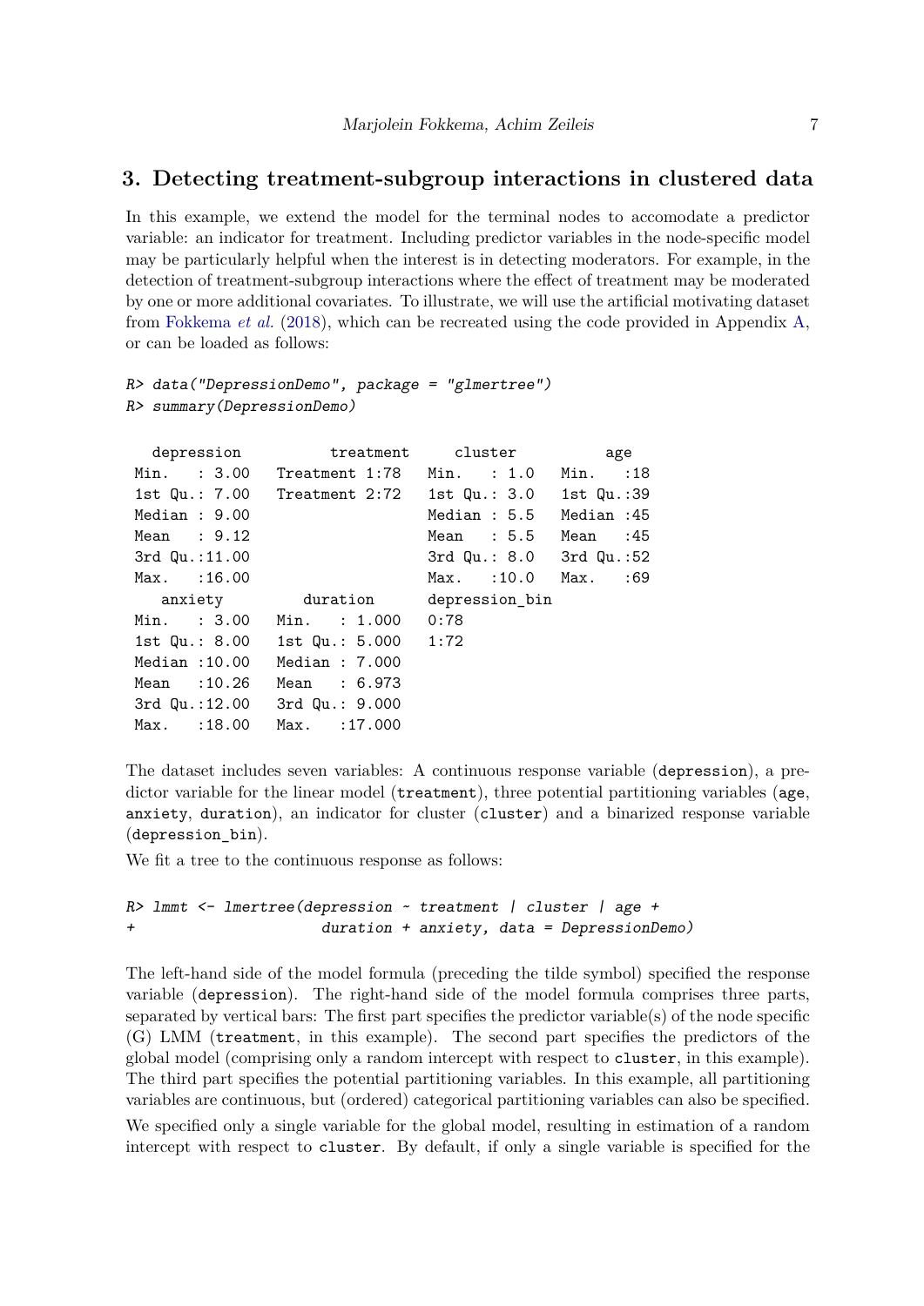## 3. Detecting treatment-subgroup interactions in clustered data

In this example, we extend the model for the terminal nodes to accomodate a predictor variable: an indicator for treatment. Including predictor variables in the node-specific model may be particularly helpful when the interest is in detecting moderators. For example, in the detection of treatment-subgroup interactions where the effect of treatment may be moderated by one or more additional covariates. To illustrate, we will use the artificial motivating dataset from Fokkema *et al.* (2018), which can be recreated using the code provided in Appendix A, or can be loaded as follows:

```
R> data("DepressionDemo", package = "glmertree")
R> summary(DepressionDemo)

   depression          treatment      cluster          age      
 Min.   : 3.00   Treatment 1:78   Min.   : 1.0   Min.   :18  
 1st Qu.: 7.00   Treatment 2:72   1st Qu.: 3.0   1st Qu.:39  
 Median : 9.00                    Median : 5.5   Median :45  
 Mean   : 9.12                    Mean   : 5.5   Mean   :45  
 3rd Qu.:11.00                    3rd Qu.: 8.0   3rd Qu.:52  
 Max.   :16.00                    Max.   :10.0   Max.   :69  
    anxiety         duration      depression_bin
 Min.   : 3.00   Min.   : 1.000   0:78          
 1st Qu.: 8.00   1st Qu.: 5.000   1:72          
 Median :10.00   Median : 7.000                 
 Mean   :10.26   Mean   : 6.973                 
 3rd Qu.:12.00   3rd Qu.: 9.000                 
 Max.   :18.00   Max.   :17.000                 
```

The dataset includes seven variables: A continuous response variable (depression), a predictor variable for the linear model (treatment), three potential partitioning variables (age, anxiety, duration), an indicator for cluster (cluster) and a binarized response variable (depression_bin).

We fit a tree to the continuous response as follows:

```
R> lmmt <- lmertree(depression ~ treatment | cluster | age +
+                     duration + anxiety, data = DepressionDemo)
```

The left-hand side of the model formula (preceding the tilde symbol) specified the response variable (depression). The right-hand side of the model formula comprises three parts, separated by vertical bars: The first part specifies the predictor variable(s) of the node specific (G) LMM (treatment, in this example). The second part specifies the predictors of the global model (comprising only a random intercept with respect to cluster, in this example). The third part specifies the potential partitioning variables. In this example, all partitioning variables are continuous, but (ordered) categorical partitioning variables can also be specified.

We specified only a single variable for the global model, resulting in estimation of a random intercept with respect to cluster. By default, if only a single variable is specified for the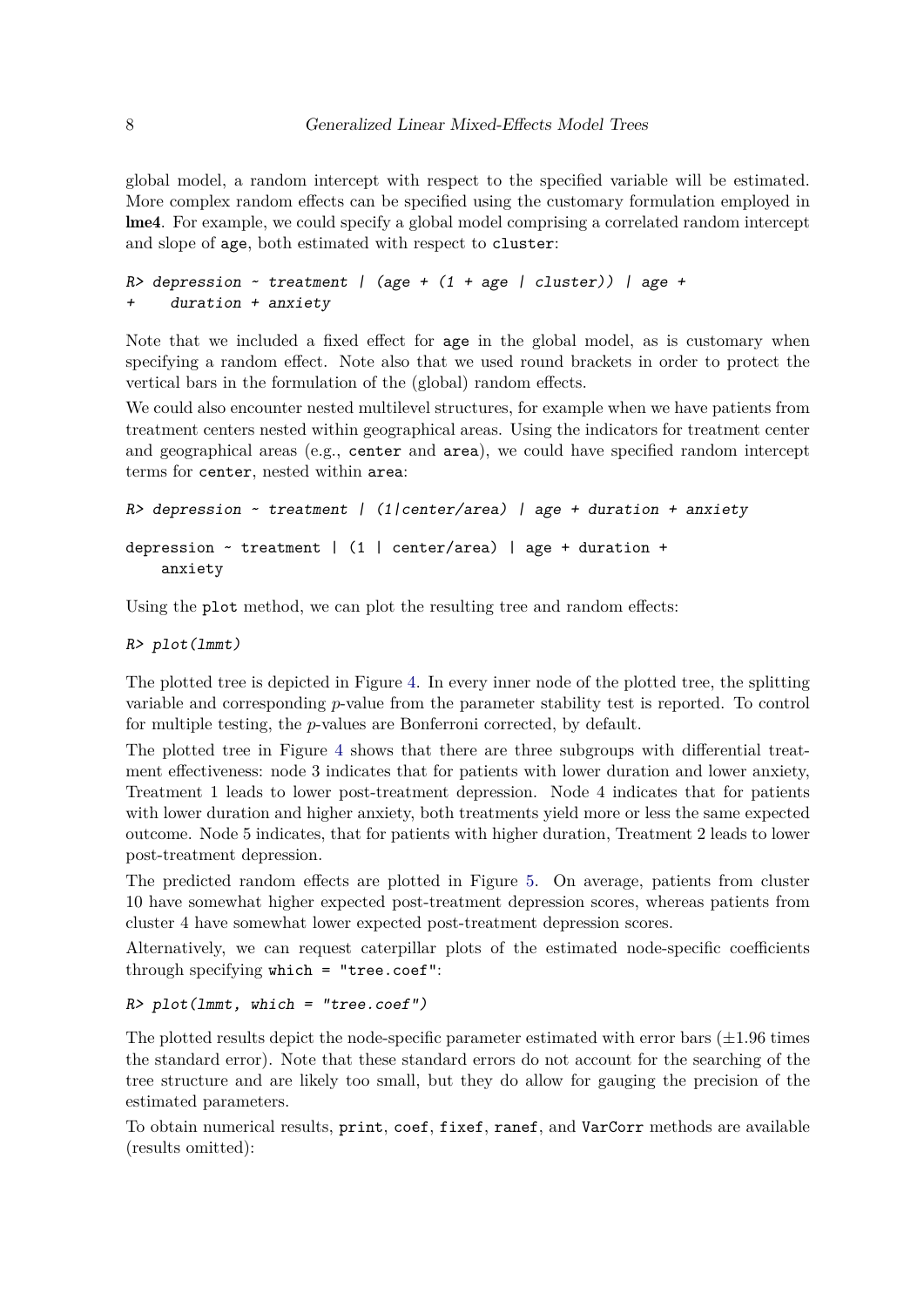global model, a random intercept with respect to the specified variable will be estimated. More complex random effects can be specified using the customary formulation employed in **lme4**. For example, we could specify a global model comprising a correlated random intercept and slope of `age`, both estimated with respect to `cluster`:

```
R> depression ~ treatment | (age + (1 + age | cluster)) | age +
+     duration + anxiety
```

Note that we included a fixed effect for `age` in the global model, as is customary when specifying a random effect. Note also that we used round brackets in order to protect the vertical bars in the formulation of the (global) random effects.

We could also encounter nested multilevel structures, for example when we have patients from treatment centers nested within geographical areas. Using the indicators for treatment center and geographical areas (e.g., `center` and `area`), we could have specified random intercept terms for `center`, nested within `area`:

```
R> depression ~ treatment | (1|center/area) | age + duration + anxiety

depression ~ treatment | (1 | center/area) | age + duration +
    anxiety
```

Using the `plot` method, we can plot the resulting tree and random effects:

```
R> plot(lmmt)
```

The plotted tree is depicted in Figure 4. In every inner node of the plotted tree, the splitting variable and corresponding *p*-value from the parameter stability test is reported. To control for multiple testing, the *p*-values are Bonferroni corrected, by default.

The plotted tree in Figure 4 shows that there are three subgroups with differential treatment effectiveness: node 3 indicates that for patients with lower duration and lower anxiety, Treatment 1 leads to lower post-treatment depression. Node 4 indicates that for patients with lower duration and higher anxiety, both treatments yield more or less the same expected outcome. Node 5 indicates, that for patients with higher duration, Treatment 2 leads to lower post-treatment depression.

The predicted random effects are plotted in Figure 5. On average, patients from cluster 10 have somewhat higher expected post-treatment depression scores, whereas patients from cluster 4 have somewhat lower expected post-treatment depression scores.

Alternatively, we can request caterpillar plots of the estimated node-specific coefficients through specifying `which = "tree.coef"`:

```
R> plot(lmmt, which = "tree.coef")
```

The plotted results depict the node-specific parameter estimated with error bars ($\pm 1.96$ times the standard error). Note that these standard errors do not account for the searching of the tree structure and are likely too small, but they do allow for gauging the precision of the estimated parameters.

To obtain numerical results, `print`, `coef`, `fixef`, `ranef`, and `VarCorr` methods are available (results omitted):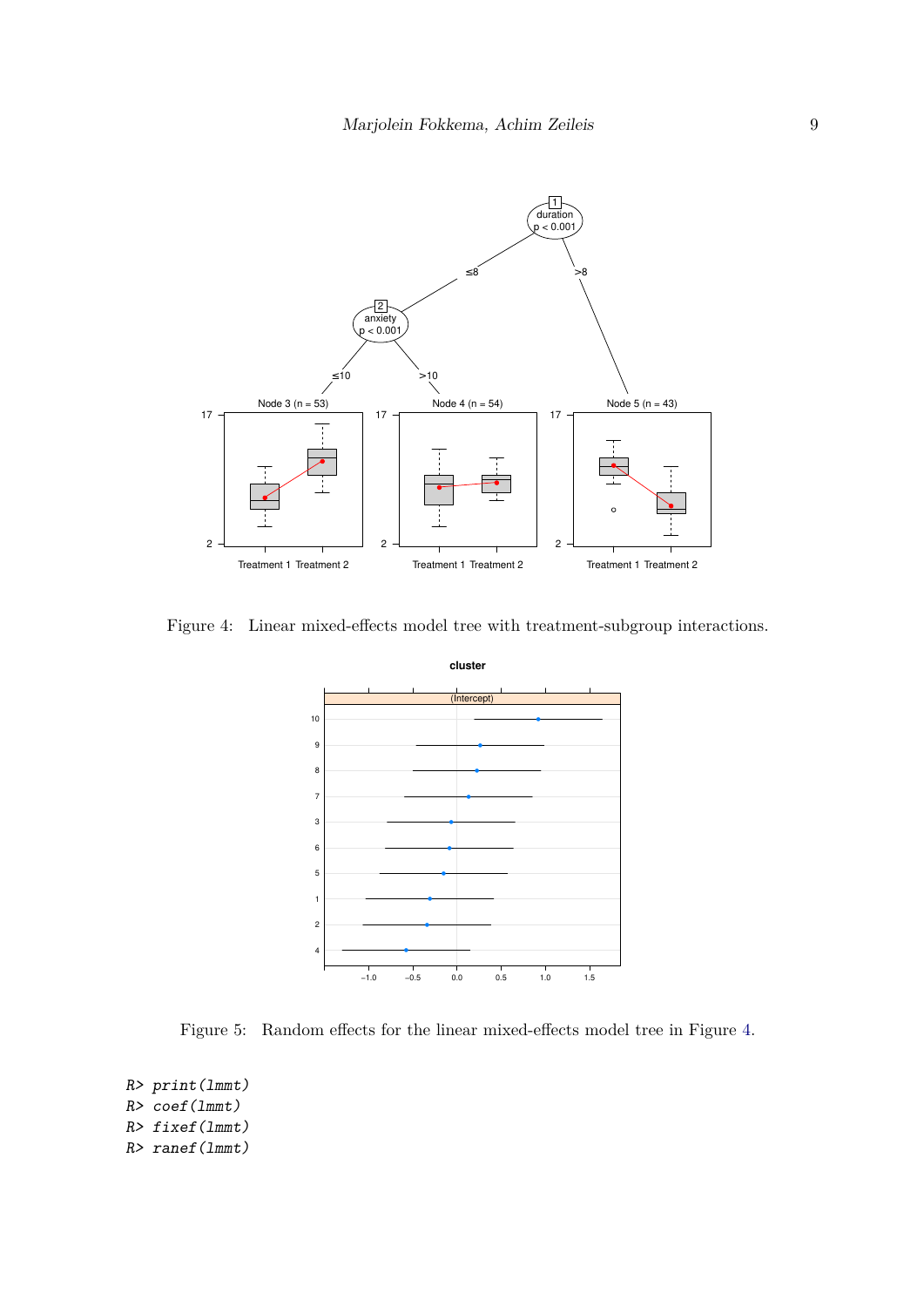Figure 4: Linear mixed-effects model tree with treatment-subgroup interactions.

Figure 5: Random effects for the linear mixed-effects model tree in Figure 4.

```
R> print(lmmt)
R> coef(lmmt)
R> fixef(lmmt)
R> ranef(lmmt)
```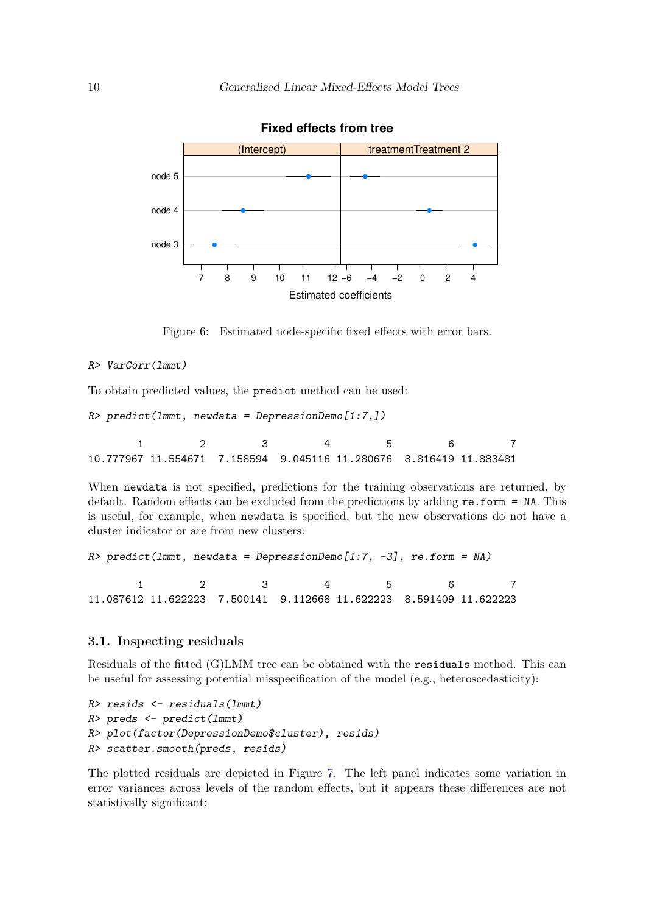Figure 6: Estimated node-specific fixed effects with error bars.

```
R> VarCorr(lmmt)
```

To obtain predicted values, the `predict` method can be used:

```
R> predict(lmmt, newdata = DepressionDemo[1:7,])

        1         2         3         4         5         6         7 
10.777967 11.554671  7.158594  9.045116 11.280676  8.816419 11.883481 
```

When `newdata` is not specified, predictions for the training observations are returned, by default. Random effects can be excluded from the predictions by adding `re.form = NA`. This is useful, for example, when `newdata` is specified, but the new observations do not have a cluster indicator or are from new clusters:

```
R> predict(lmmt, newdata = DepressionDemo[1:7, -3], re.form = NA)

        1         2         3         4         5         6         7 
11.087612 11.622223  7.500141  9.112668 11.622223  8.591409 11.622223 
```

### 3.1. Inspecting residuals

Residuals of the fitted (G)LMM tree can be obtained with the `residuals` method. This can be useful for assessing potential misspecification of the model (e.g., heteroscedasticity):

```
R> resids <- residuals(lmmt)
R> preds <- predict(lmmt)
R> plot(factor(DepressionDemo$cluster), resids)
R> scatter.smooth(preds, resids)
```

The plotted residuals are depicted in Figure 7. The left panel indicates some variation in error variances across levels of the random effects, but it appears these differences are not statistically significant: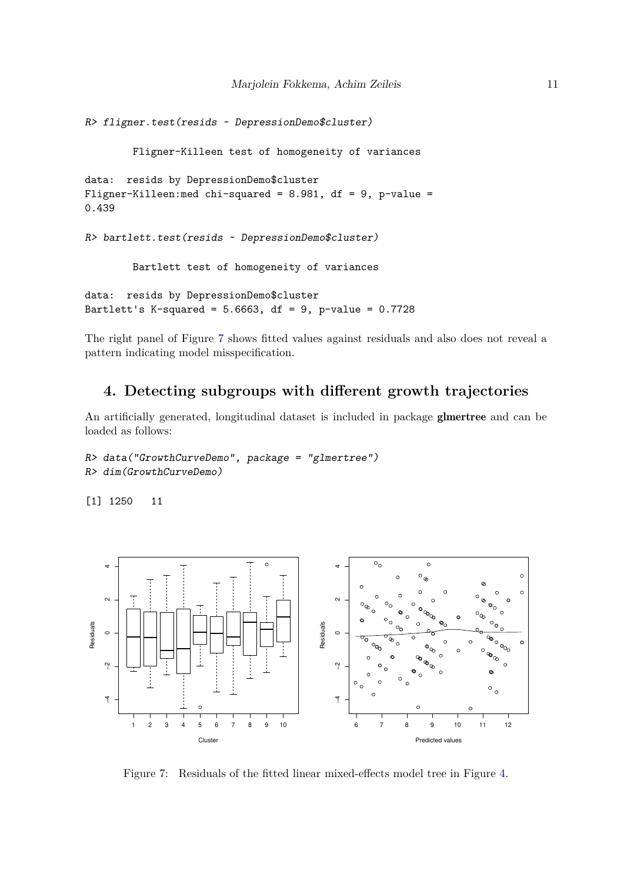```
R> fligner.test(resids ~ DepressionDemo$cluster)

        Fligner-Killeen test of homogeneity of variances

data:  resids by DepressionDemo$cluster
Fligner-Killeen:med chi-squared = 8.981, df = 9, p-value =
0.439

R> bartlett.test(resids ~ DepressionDemo$cluster)

        Bartlett test of homogeneity of variances

data:  resids by DepressionDemo$cluster
Bartlett's K-squared = 5.6663, df = 9, p-value = 0.7728
```

The right panel of Figure 7 shows fitted values against residuals and also does not reveal a pattern indicating model misspecification.

## 4. Detecting subgroups with different growth trajectories

An artificially generated, longitudinal dataset is included in package **glmertree** and can be loaded as follows:

```
R> data("GrowthCurveDemo", package = "glmertree")
R> dim(GrowthCurveDemo)

[1] 1250   11
```

Figure 7: Residuals of the fitted linear mixed-effects model tree in Figure 4.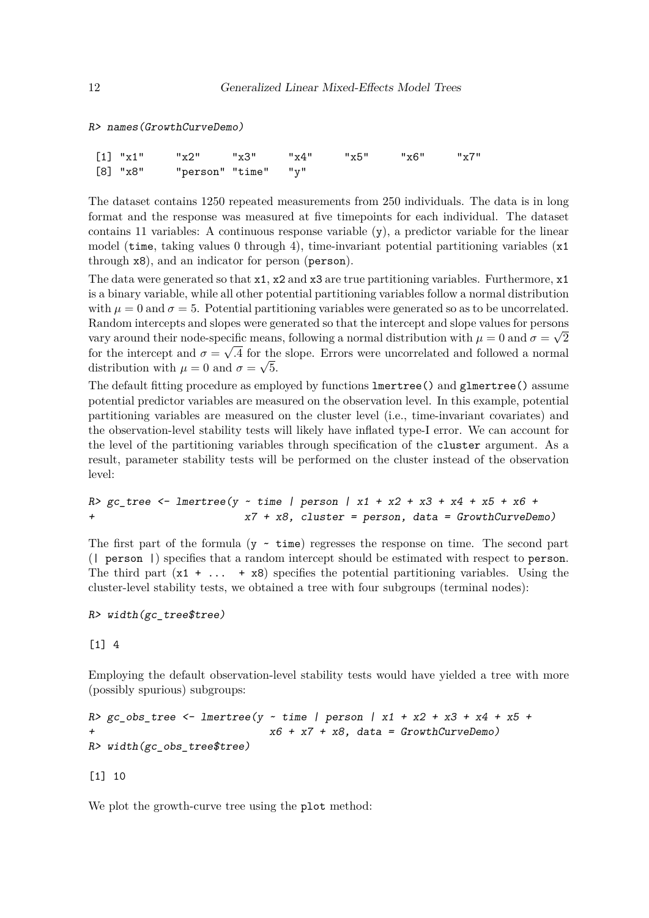```
R> names(GrowthCurveDemo)
```

```
 [1] "x1"     "x2"     "x3"     "x4"     "x5"     "x6"     "x7"    
 [8] "x8"     "person" "time"   "y"     
```

The dataset contains 1250 repeated measurements from 250 individuals. The data is in long format and the response was measured at five timepoints for each individual. The dataset contains 11 variables: A continuous response variable (`y`), a predictor variable for the linear model (`time`, taking values 0 through 4), time-invariant potential partitioning variables (`x1` through `x8`), and an indicator for person (`person`).

The data were generated so that `x1`, `x2` and `x3` are true partitioning variables. Furthermore, `x1` is a binary variable, while all other potential partitioning variables follow a normal distribution with $\mu = 0$ and $\sigma = 5$. Potential partitioning variables were generated so as to be uncorrelated. Random intercepts and slopes were generated so that the intercept and slope values for persons vary around their node-specific means, following a normal distribution with $\mu = 0$ and $\sigma = \sqrt{2}$ for the intercept and $\sigma = \sqrt{.4}$ for the slope. Errors were uncorrelated and followed a normal distribution with $\mu = 0$ and $\sigma = \sqrt{5}$.

The default fitting procedure as employed by functions `lmertree()` and `glmertree()` assume potential predictor variables are measured on the observation level. In this example, potential partitioning variables are measured on the cluster level (i.e., time-invariant covariates) and the observation-level stability tests will likely have inflated type-I error. We can account for the level of the partitioning variables through specification of the `cluster` argument. As a result, parameter stability tests will be performed on the cluster instead of the observation level:

```
R> gc_tree <- lmertree(y ~ time | person | x1 + x2 + x3 + x4 + x5 + x6 +
+                       x7 + x8, cluster = person, data = GrowthCurveDemo)
```

The first part of the formula (`y ~ time`) regresses the response on time. The second part (`| person |`) specifies that a random intercept should be estimated with respect to `person`. The third part (`x1 + ... + x8`) specifies the potential partitioning variables. Using the cluster-level stability tests, we obtained a tree with four subgroups (terminal nodes):

```
R> width(gc_tree$tree)
```

```
[1] 4
```

Employing the default observation-level stability tests would have yielded a tree with more (possibly spurious) subgroups:

```
R> gc_obs_tree <- lmertree(y ~ time | person | x1 + x2 + x3 + x4 + x5 +
+                           x6 + x7 + x8, data = GrowthCurveDemo)
R> width(gc_obs_tree$tree)
```

```
[1] 10
```

We plot the growth-curve tree using the `plot` method: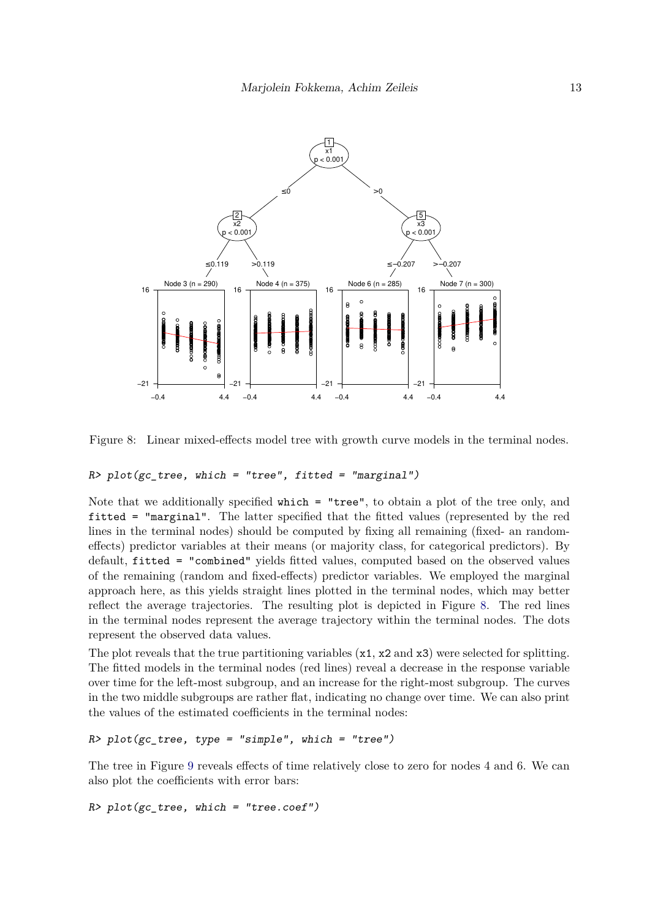Figure 8: Linear mixed-effects model tree with growth curve models in the terminal nodes.

```
R> plot(gc_tree, which = "tree", fitted = "marginal")
```

Note that we additionally specified `which = "tree"`, to obtain a plot of the tree only, and `fitted = "marginal"`. The latter specified that the fitted values (represented by the red lines in the terminal nodes) should be computed by fixing all remaining (fixed- an random-effects) predictor variables at their means (or majority class, for categorical predictors). By default, `fitted = "combined"` yields fitted values, computed based on the observed values of the remaining (random and fixed-effects) predictor variables. We employed the marginal approach here, as this yields straight lines plotted in the terminal nodes, which may better reflect the average trajectories. The resulting plot is depicted in Figure 8. The red lines in the terminal nodes represent the average trajectory within the terminal nodes. The dots represent the observed data values.

The plot reveals that the true partitioning variables (`x1`, `x2` and `x3`) were selected for splitting. The fitted models in the terminal nodes (red lines) reveal a decrease in the response variable over time for the left-most subgroup, and an increase for the right-most subgroup. The curves in the two middle subgroups are rather flat, indicating no change over time. We can also print the values of the estimated coefficients in the terminal nodes:

```
R> plot(gc_tree, type = "simple", which = "tree")
```

The tree in Figure 9 reveals effects of time relatively close to zero for nodes 4 and 6. We can also plot the coefficients with error bars:

```
R> plot(gc_tree, which = "tree.coef")
```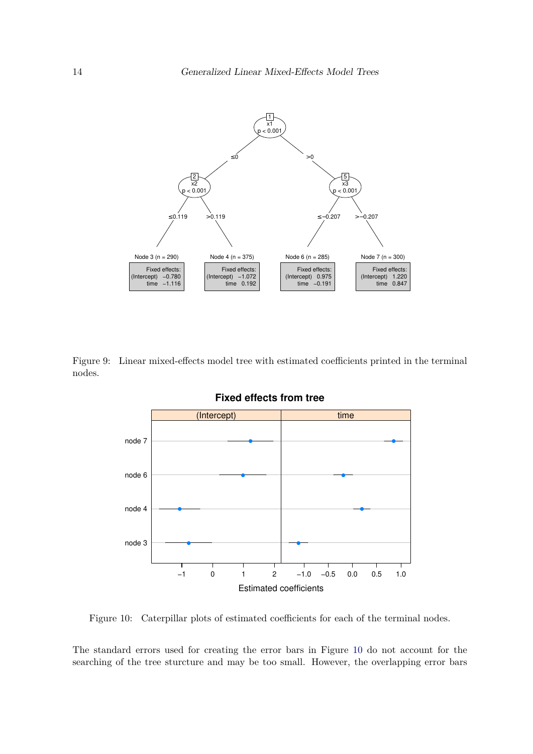Figure 9: Linear mixed-effects model tree with estimated coefficients printed in the terminal nodes.

Figure 10: Caterpillar plots of estimated coefficients for each of the terminal nodes.

The standard errors used for creating the error bars in Figure 10 do not account for the searching of the tree sturcture and may be too small. However, the overlapping error bars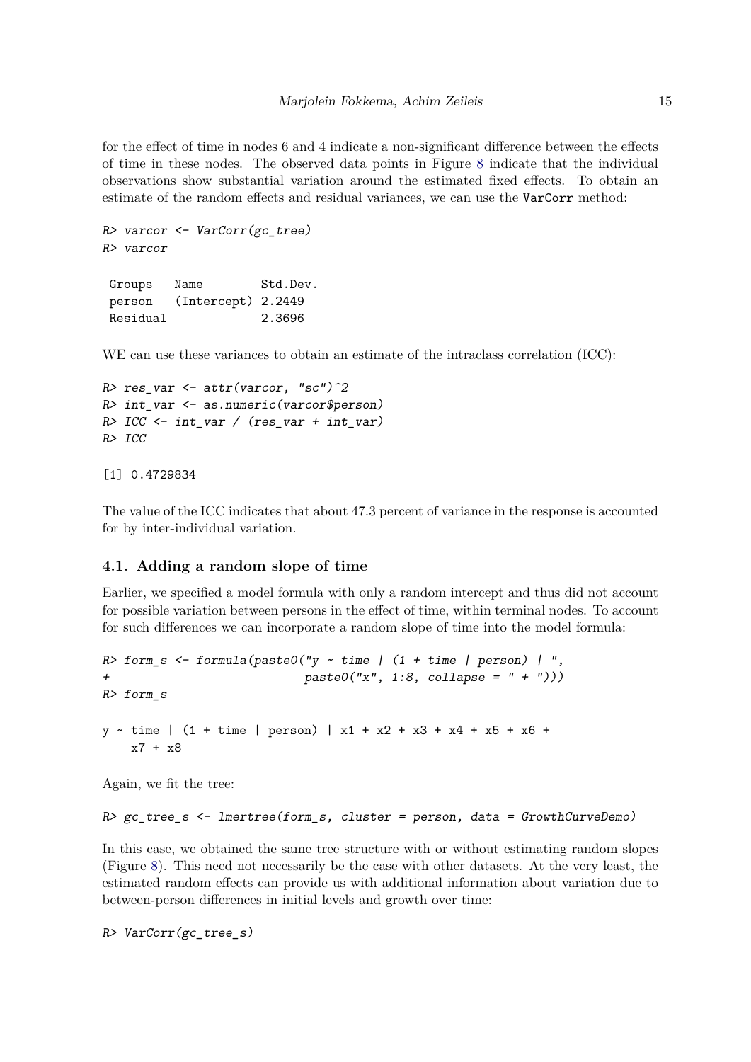for the effect of time in nodes 6 and 4 indicate a non-significant difference between the effects of time in these nodes. The observed data points in Figure 8 indicate that the individual observations show substantial variation around the estimated fixed effects. To obtain an estimate of the random effects and residual variances, we can use the VarCorr method:

```
R> varcor <- VarCorr(gc_tree)
R> varcor

 Groups   Name        Std.Dev.
 person   (Intercept) 2.2449
 Residual             2.3696
```

WE can use these variances to obtain an estimate of the intraclass correlation (ICC):

```
R> res_var <- attr(varcor, "sc")^2
R> int_var <- as.numeric(varcor$person)
R> ICC <- int_var / (res_var + int_var)
R> ICC

[1] 0.4729834
```

The value of the ICC indicates that about 47.3 percent of variance in the response is accounted for by inter-individual variation.

### 4.1. Adding a random slope of time

Earlier, we specified a model formula with only a random intercept and thus did not account for possible variation between persons in the effect of time, within terminal nodes. To account for such differences we can incorporate a random slope of time into the model formula:

```
R> form_s <- formula(paste0("y ~ time | (1 + time | person) | ",
+                          paste0("x", 1:8, collapse = " + ")))
R> form_s

y ~ time | (1 + time | person) | x1 + x2 + x3 + x4 + x5 + x6 +
    x7 + x8
```

Again, we fit the tree:

```
R> gc_tree_s <- lmertree(form_s, cluster = person, data = GrowthCurveDemo)
```

In this case, we obtained the same tree structure with or without estimating random slopes (Figure 8). This need not necessarily be the case with other datasets. At the very least, the estimated random effects can provide us with additional information about variation due to between-person differences in initial levels and growth over time:

```
R> VarCorr(gc_tree_s)
```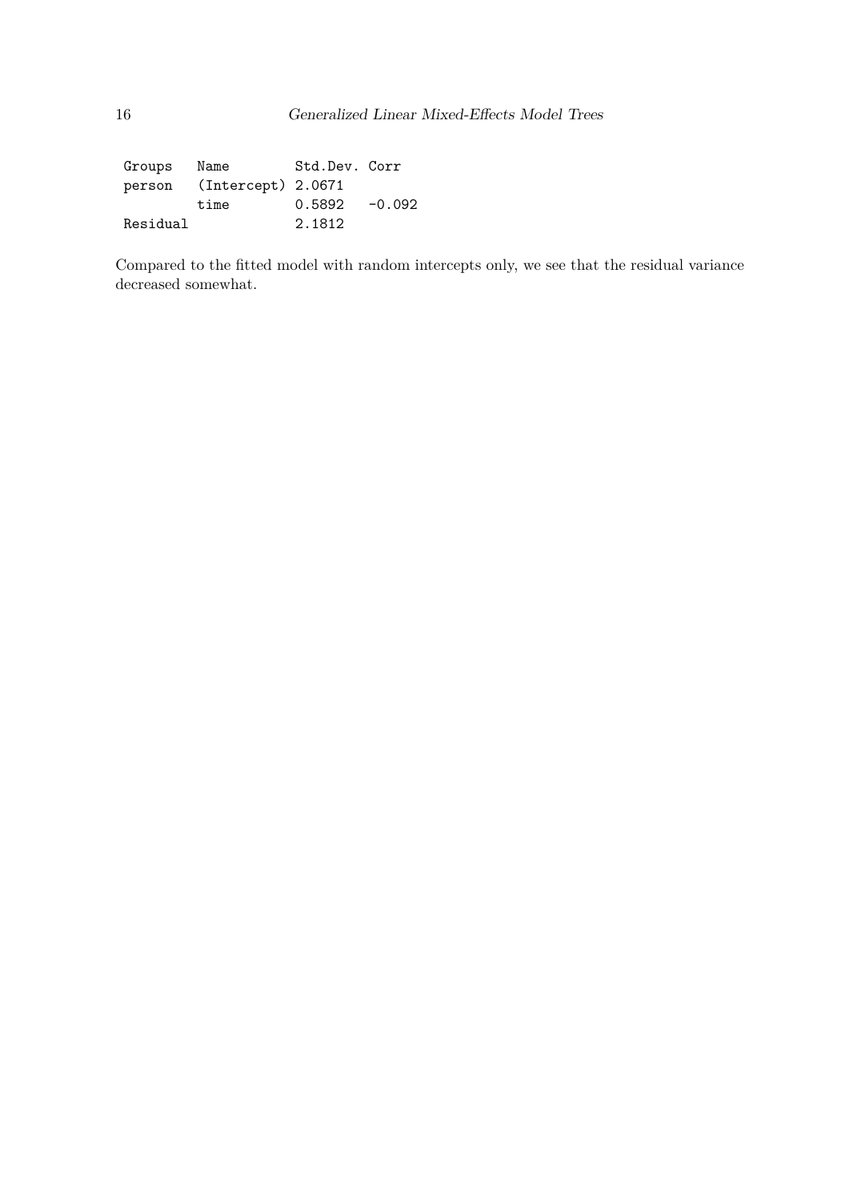```
 Groups   Name        Std.Dev. Corr  
 person   (Intercept) 2.0671         
          time        0.5892   -0.092
 Residual             2.1812         
```

Compared to the fitted model with random intercepts only, we see that the residual variance decreased somewhat.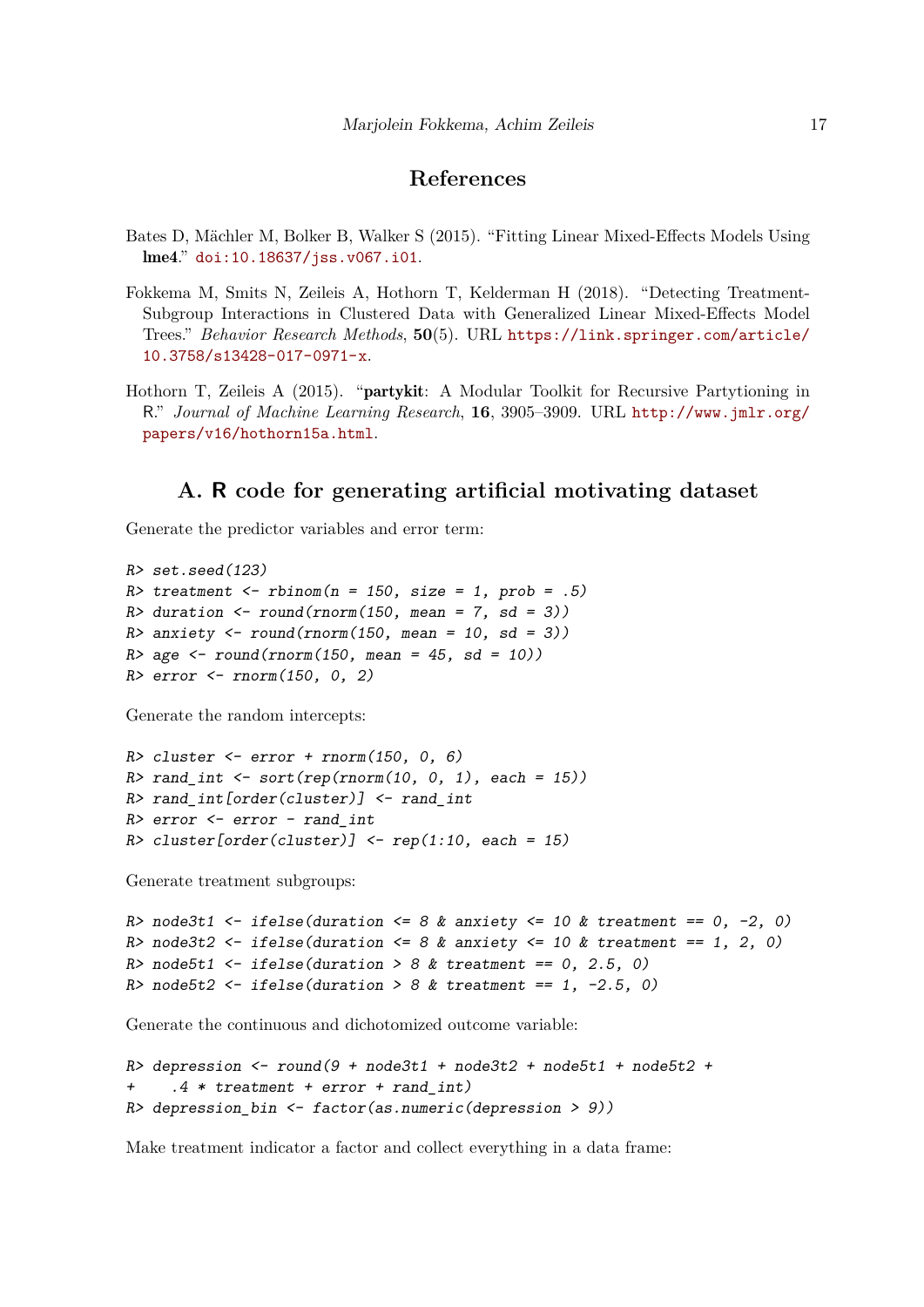## References

Bates D, Mächler M, Bolker B, Walker S (2015). "Fitting Linear Mixed-Effects Models Using **lme4**." doi:10.18637/jss.v067.i01.

Fokkema M, Smits N, Zeileis A, Hothorn T, Kelderman H (2018). "Detecting Treatment-Subgroup Interactions in Clustered Data with Generalized Linear Mixed-Effects Model Trees." *Behavior Research Methods*, **50**(5). URL https://link.springer.com/article/10.3758/s13428-017-0971-x.

Hothorn T, Zeileis A (2015). "**partykit**: A Modular Toolkit for Recursive Partytioning in R." *Journal of Machine Learning Research*, **16**, 3905–3909. URL http://www.jmlr.org/papers/v16/hothorn15a.html.

## A. R code for generating artificial motivating dataset

Generate the predictor variables and error term:

```
R> set.seed(123)
R> treatment <- rbinom(n = 150, size = 1, prob = .5)
R> duration <- round(rnorm(150, mean = 7, sd = 3))
R> anxiety <- round(rnorm(150, mean = 10, sd = 3))
R> age <- round(rnorm(150, mean = 45, sd = 10))
R> error <- rnorm(150, 0, 2)
```

Generate the random intercepts:

```
R> cluster <- error + rnorm(150, 0, 6)
R> rand_int <- sort(rep(rnorm(10, 0, 1), each = 15))
R> rand_int[order(cluster)] <- rand_int
R> error <- error - rand_int
R> cluster[order(cluster)] <- rep(1:10, each = 15)
```

Generate treatment subgroups:

```
R> node3t1 <- ifelse(duration <= 8 & anxiety <= 10 & treatment == 0, -2, 0)
R> node3t2 <- ifelse(duration <= 8 & anxiety <= 10 & treatment == 1, 2, 0)
R> node5t1 <- ifelse(duration > 8 & treatment == 0, 2.5, 0)
R> node5t2 <- ifelse(duration > 8 & treatment == 1, -2.5, 0)
```

Generate the continuous and dichotomized outcome variable:

```
R> depression <- round(9 + node3t1 + node3t2 + node5t1 + node5t2 +
+    .4 * treatment + error + rand_int)
R> depression_bin <- factor(as.numeric(depression > 9))
```

Make treatment indicator a factor and collect everything in a data frame: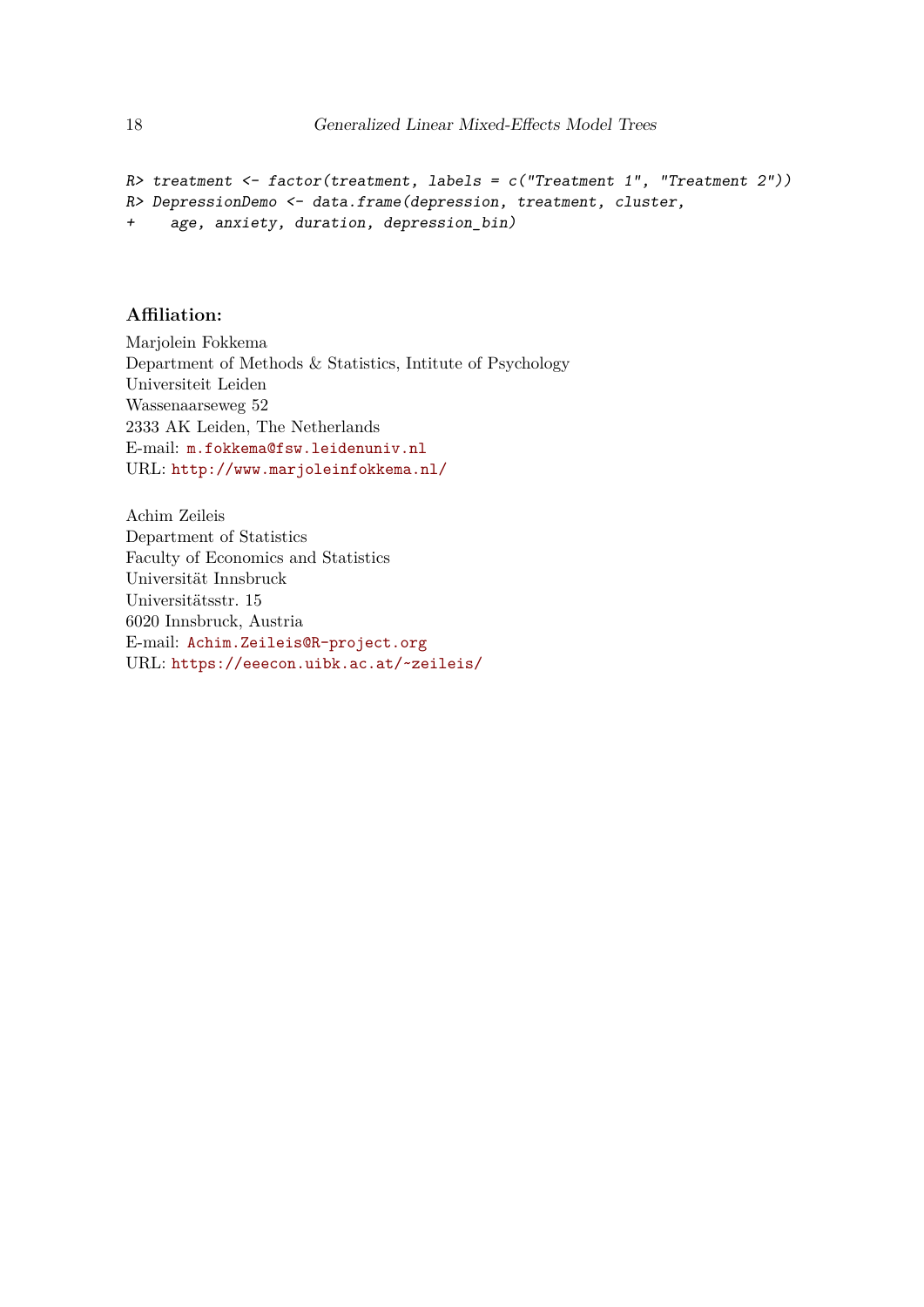```
R> treatment <- factor(treatment, labels = c("Treatment 1", "Treatment 2"))
R> DepressionDemo <- data.frame(depression, treatment, cluster,
+    age, anxiety, duration, depression_bin)
```

**Affiliation:**

Marjolein Fokkema
Department of Methods & Statistics, Intitute of Psychology
Universiteit Leiden
Wassenaarseweg 52
2333 AK Leiden, The Netherlands
E-mail: m.fokkema@fsw.leidenuniv.nl
URL: http://www.marjoleinfokkema.nl/

Achim Zeileis
Department of Statistics
Faculty of Economics and Statistics
Universität Innsbruck
Universitätsstr. 15
6020 Innsbruck, Austria
E-mail: Achim.Zeileis@R-project.org
URL: https://eeecon.uibk.ac.at/~zeileis/